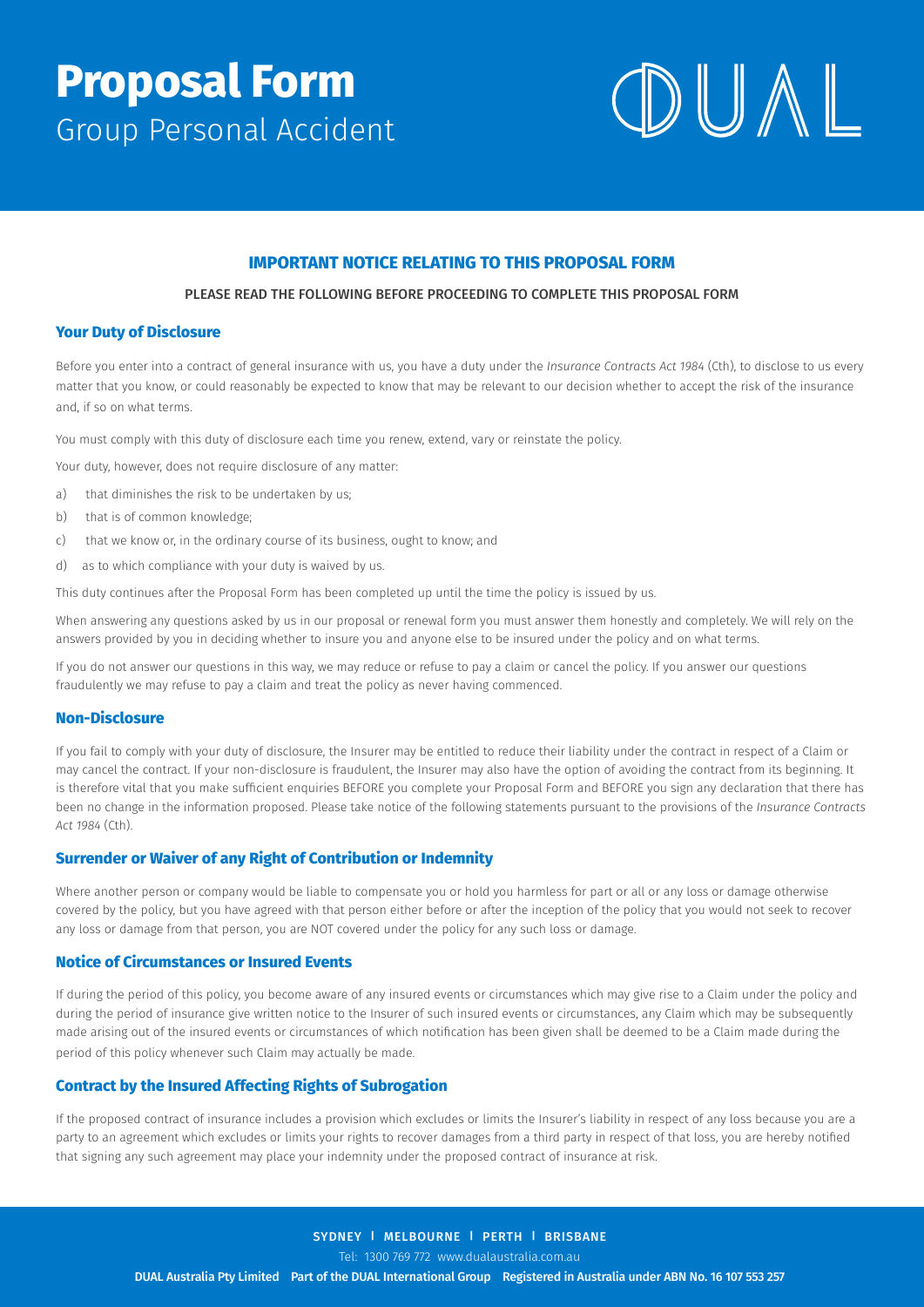# Proposal Form
Group Personal Accident

DUAL

## IMPORTANT NOTICE RELATING TO THIS PROPOSAL FORM

PLEASE READ THE FOLLOWING BEFORE PROCEEDING TO COMPLETE THIS PROPOSAL FORM

### Your Duty of Disclosure

Before you enter into a contract of general insurance with us, you have a duty under the *Insurance Contracts Act 1984* (Cth), to disclose to us every matter that you know, or could reasonably be expected to know that may be relevant to our decision whether to accept the risk of the insurance and, if so on what terms.

You must comply with this duty of disclosure each time you renew, extend, vary or reinstate the policy.

Your duty, however, does not require disclosure of any matter:

a) that diminishes the risk to be undertaken by us;

b) that is of common knowledge;

c) that we know or, in the ordinary course of its business, ought to know; and

d) as to which compliance with your duty is waived by us.

This duty continues after the Proposal Form has been completed up until the time the policy is issued by us.

When answering any questions asked by us in our proposal or renewal form you must answer them honestly and completely. We will rely on the answers provided by you in deciding whether to insure you and anyone else to be insured under the policy and on what terms.

If you do not answer our questions in this way, we may reduce or refuse to pay a claim or cancel the policy. If you answer our questions fraudulently we may refuse to pay a claim and treat the policy as never having commenced.

### Non-Disclosure

If you fail to comply with your duty of disclosure, the Insurer may be entitled to reduce their liability under the contract in respect of a Claim or may cancel the contract. If your non-disclosure is fraudulent, the Insurer may also have the option of avoiding the contract from its beginning. It is therefore vital that you make sufficient enquiries BEFORE you complete your Proposal Form and BEFORE you sign any declaration that there has been no change in the information proposed. Please take notice of the following statements pursuant to the provisions of the *Insurance Contracts Act 1984* (Cth).

### Surrender or Waiver of any Right of Contribution or Indemnity

Where another person or company would be liable to compensate you or hold you harmless for part or all or any loss or damage otherwise covered by the policy, but you have agreed with that person either before or after the inception of the policy that you would not seek to recover any loss or damage from that person, you are NOT covered under the policy for any such loss or damage.

### Notice of Circumstances or Insured Events

If during the period of this policy, you become aware of any insured events or circumstances which may give rise to a Claim under the policy and during the period of insurance give written notice to the Insurer of such insured events or circumstances, any Claim which may be subsequently made arising out of the insured events or circumstances of which notification has been given shall be deemed to be a Claim made during the period of this policy whenever such Claim may actually be made.

### Contract by the Insured Affecting Rights of Subrogation

If the proposed contract of insurance includes a provision which excludes or limits the Insurer's liability in respect of any loss because you are a party to an agreement which excludes or limits your rights to recover damages from a third party in respect of that loss, you are hereby notified that signing any such agreement may place your indemnity under the proposed contract of insurance at risk.

SYDNEY | MELBOURNE | PERTH | BRISBANE

Tel: 1300 769 772 www.dualaustralia.com.au

DUAL Australia Pty Limited Part of the DUAL International Group Registered in Australia under ABN No. 16 107 553 257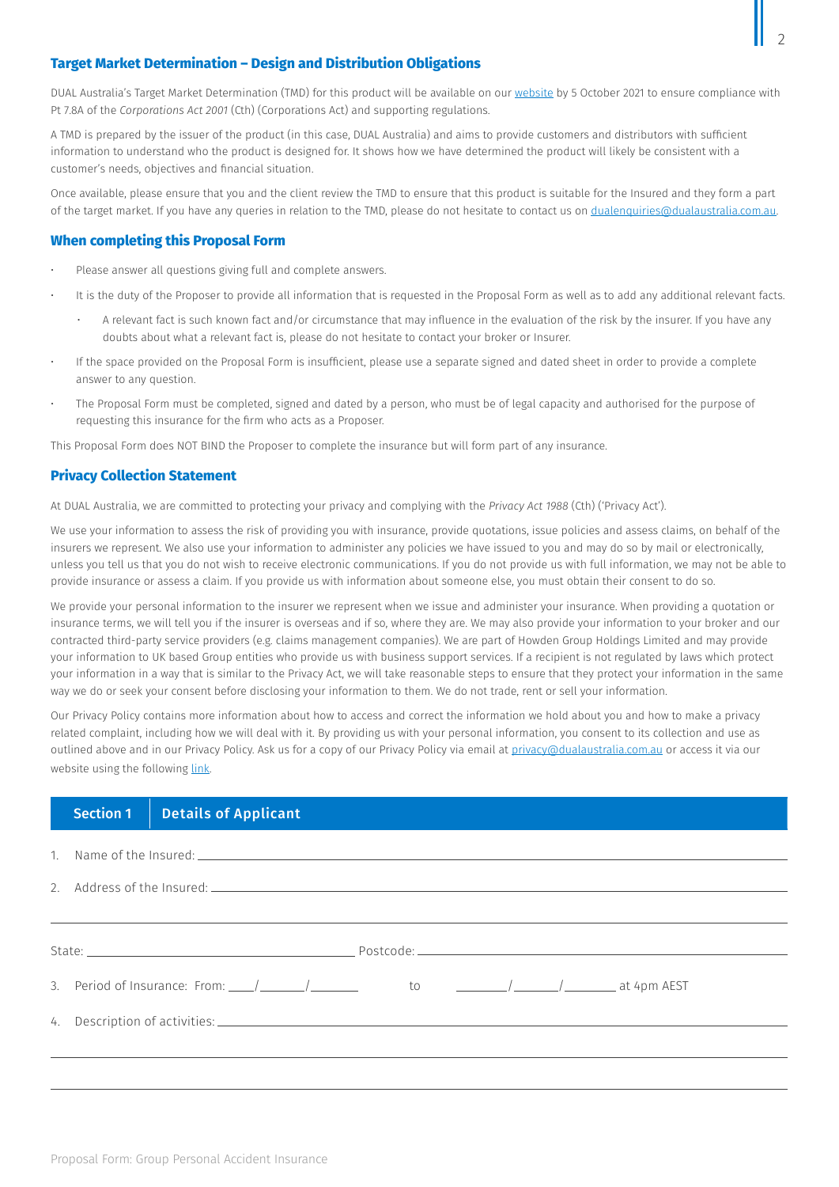## Target Market Determination – Design and Distribution Obligations

DUAL Australia's Target Market Determination (TMD) for this product will be available on our website by 5 October 2021 to ensure compliance with Pt 7.8A of the *Corporations Act 2001* (Cth) (Corporations Act) and supporting regulations.

A TMD is prepared by the issuer of the product (in this case, DUAL Australia) and aims to provide customers and distributors with sufficient information to understand who the product is designed for. It shows how we have determined the product will likely be consistent with a customer's needs, objectives and financial situation.

Once available, please ensure that you and the client review the TMD to ensure that this product is suitable for the Insured and they form a part of the target market. If you have any queries in relation to the TMD, please do not hesitate to contact us on dualenquiries@dualaustralia.com.au.

## When completing this Proposal Form

- Please answer all questions giving full and complete answers.
- It is the duty of the Proposer to provide all information that is requested in the Proposal Form as well as to add any additional relevant facts.
  - A relevant fact is such known fact and/or circumstance that may influence in the evaluation of the risk by the insurer. If you have any doubts about what a relevant fact is, please do not hesitate to contact your broker or Insurer.
- If the space provided on the Proposal Form is insufficient, please use a separate signed and dated sheet in order to provide a complete answer to any question.
- The Proposal Form must be completed, signed and dated by a person, who must be of legal capacity and authorised for the purpose of requesting this insurance for the firm who acts as a Proposer.

This Proposal Form does NOT BIND the Proposer to complete the insurance but will form part of any insurance.

## Privacy Collection Statement

At DUAL Australia, we are committed to protecting your privacy and complying with the *Privacy Act 1988* (Cth) ('Privacy Act').

We use your information to assess the risk of providing you with insurance, provide quotations, issue policies and assess claims, on behalf of the insurers we represent. We also use your information to administer any policies we have issued to you and may do so by mail or electronically, unless you tell us that you do not wish to receive electronic communications. If you do not provide us with full information, we may not be able to provide insurance or assess a claim. If you provide us with information about someone else, you must obtain their consent to do so.

We provide your personal information to the insurer we represent when we issue and administer your insurance. When providing a quotation or insurance terms, we will tell you if the insurer is overseas and if so, where they are. We may also provide your information to your broker and our contracted third-party service providers (e.g. claims management companies). We are part of Howden Group Holdings Limited and may provide your information to UK based Group entities who provide us with business support services. If a recipient is not regulated by laws which protect your information in a way that is similar to the Privacy Act, we will take reasonable steps to ensure that they protect your information in the same way we do or seek your consent before disclosing your information to them. We do not trade, rent or sell your information.

Our Privacy Policy contains more information about how to access and correct the information we hold about you and how to make a privacy related complaint, including how we will deal with it. By providing us with your personal information, you consent to its collection and use as outlined above and in our Privacy Policy. Ask us for a copy of our Privacy Policy via email at privacy@dualaustralia.com.au or access it via our website using the following link.

## Section 1 | Details of Applicant

1. Name of the Insured: ______________________________

2. Address of the Insured: ______________________________

______________________________

State: ______________________ Postcode: ______________________

3. Period of Insurance: From: ____/______/______ to ______/______/______ at 4pm AEST

4. Description of activities: ______________________________

______________________________

______________________________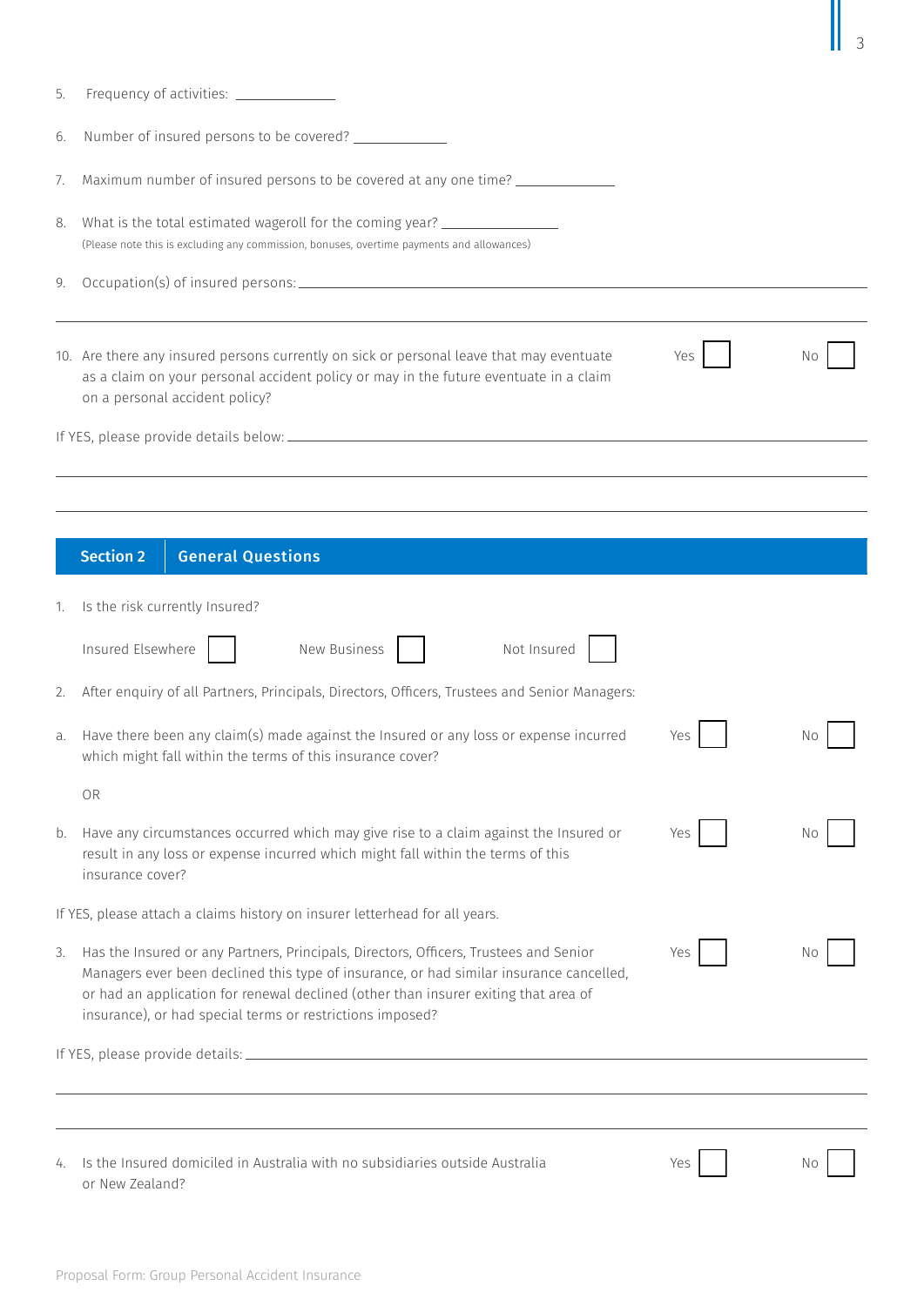5. Frequency of activities: _____________

6. Number of insured persons to be covered? ____________

7. Maximum number of insured persons to be covered at any one time? _____________

8. What is the total estimated wageroll for the coming year? _______________
   (Please note this is excluding any commission, bonuses, overtime payments and allowances)

9. Occupation(s) of insured persons: ______________________________________________

______________________________________________

10. Are there any insured persons currently on sick or personal leave that may eventuate as a claim on your personal accident policy or may in the future eventuate in a claim on a personal accident policy? Yes ☐ No ☐

If YES, please provide details below: ______________________________________________

______________________________________________

______________________________________________

## Section 2 General Questions

1. Is the risk currently Insured?

   Insured Elsewhere ☐ New Business ☐ Not Insured ☐

2. After enquiry of all Partners, Principals, Directors, Officers, Trustees and Senior Managers:

a. Have there been any claim(s) made against the Insured or any loss or expense incurred which might fall within the terms of this insurance cover? Yes ☐ No ☐

   OR

b. Have any circumstances occurred which may give rise to a claim against the Insured or result in any loss or expense incurred which might fall within the terms of this insurance cover? Yes ☐ No ☐

If YES, please attach a claims history on insurer letterhead for all years.

3. Has the Insured or any Partners, Principals, Directors, Officers, Trustees and Senior Managers ever been declined this type of insurance, or had similar insurance cancelled, or had an application for renewal declined (other than insurer exiting that area of insurance), or had special terms or restrictions imposed? Yes ☐ No ☐

If YES, please provide details: ______________________________________________

______________________________________________

______________________________________________

4. Is the Insured domiciled in Australia with no subsidiaries outside Australia or New Zealand? Yes ☐ No ☐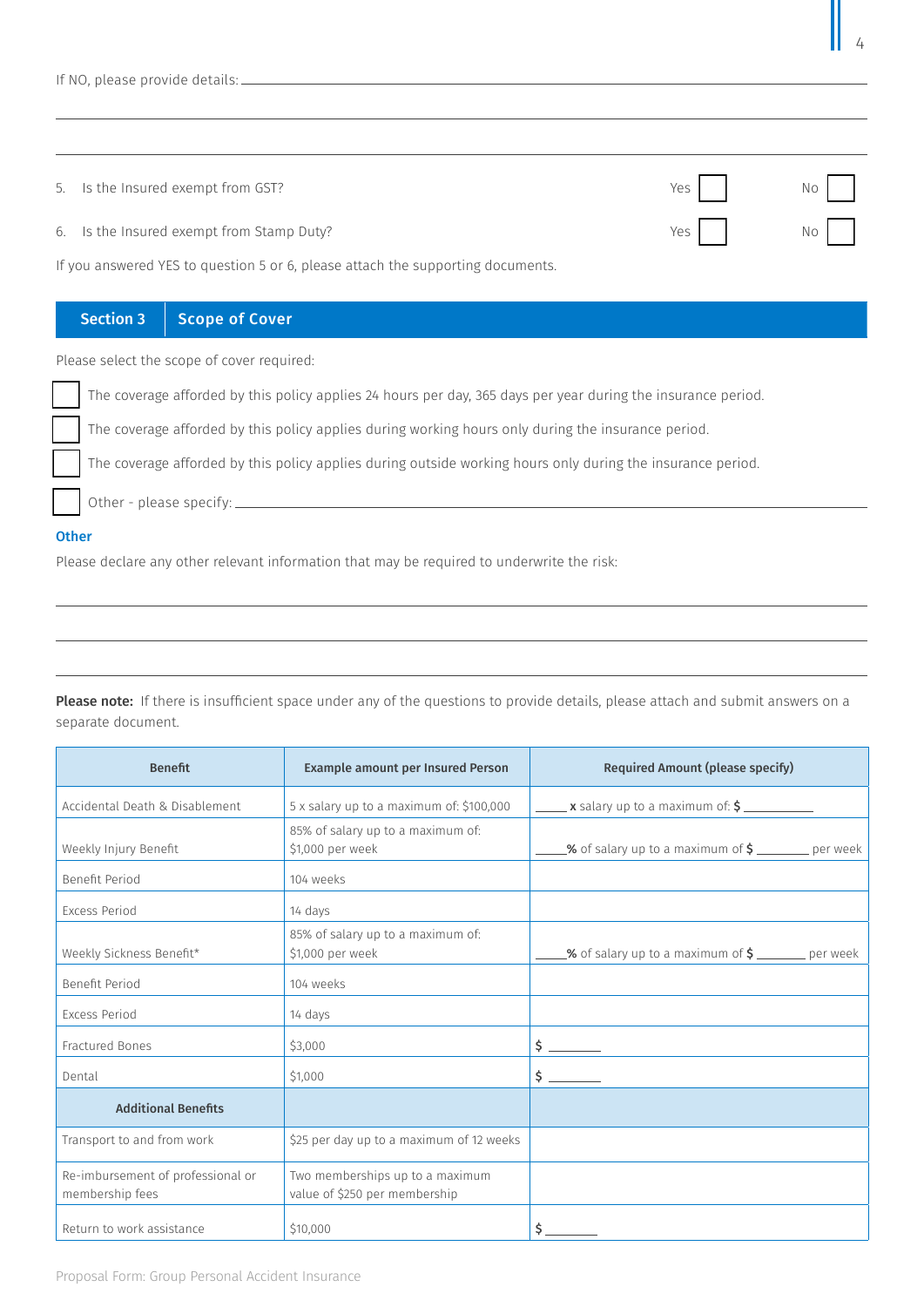If NO, please provide details: ______________________________________________

______________________________________________

______________________________________________

5. Is the Insured exempt from GST? Yes ☐ No ☐

6. Is the Insured exempt from Stamp Duty? Yes ☐ No ☐

If you answered YES to question 5 or 6, please attach the supporting documents.

## Section 3 Scope of Cover

Please select the scope of cover required:

☐ The coverage afforded by this policy applies 24 hours per day, 365 days per year during the insurance period.

☐ The coverage afforded by this policy applies during working hours only during the insurance period.

☐ The coverage afforded by this policy applies during outside working hours only during the insurance period.

☐ Other - please specify: ______________________________________________

### Other

Please declare any other relevant information that may be required to underwrite the risk:

______________________________________________

______________________________________________

______________________________________________

**Please note:** If there is insufficient space under any of the questions to provide details, please attach and submit answers on a separate document.

| Benefit | Example amount per Insured Person | Required Amount (please specify) |
| --- | --- | --- |
| Accidental Death & Disablement | 5 x salary up to a maximum of: $100,000 | _____ **x** salary up to a maximum of: **$** __________ |
| Weekly Injury Benefit | 85% of salary up to a maximum of: $1,000 per week | _____**%** of salary up to a maximum of **$** ________ per week |
| Benefit Period | 104 weeks | |
| Excess Period | 14 days | |
| Weekly Sickness Benefit* | 85% of salary up to a maximum of: $1,000 per week | _____**%** of salary up to a maximum of **$** _______ per week |
| Benefit Period | 104 weeks | |
| Excess Period | 14 days | |
| Fractured Bones | $3,000 | $ ________ |
| Dental | $1,000 | $ ________ |
| **Additional Benefits** | | |
| Transport to and from work | $25 per day up to a maximum of 12 weeks | |
| Re-imbursement of professional or membership fees | Two memberships up to a maximum value of $250 per membership | |
| Return to work assistance | $10,000 | $ ________ |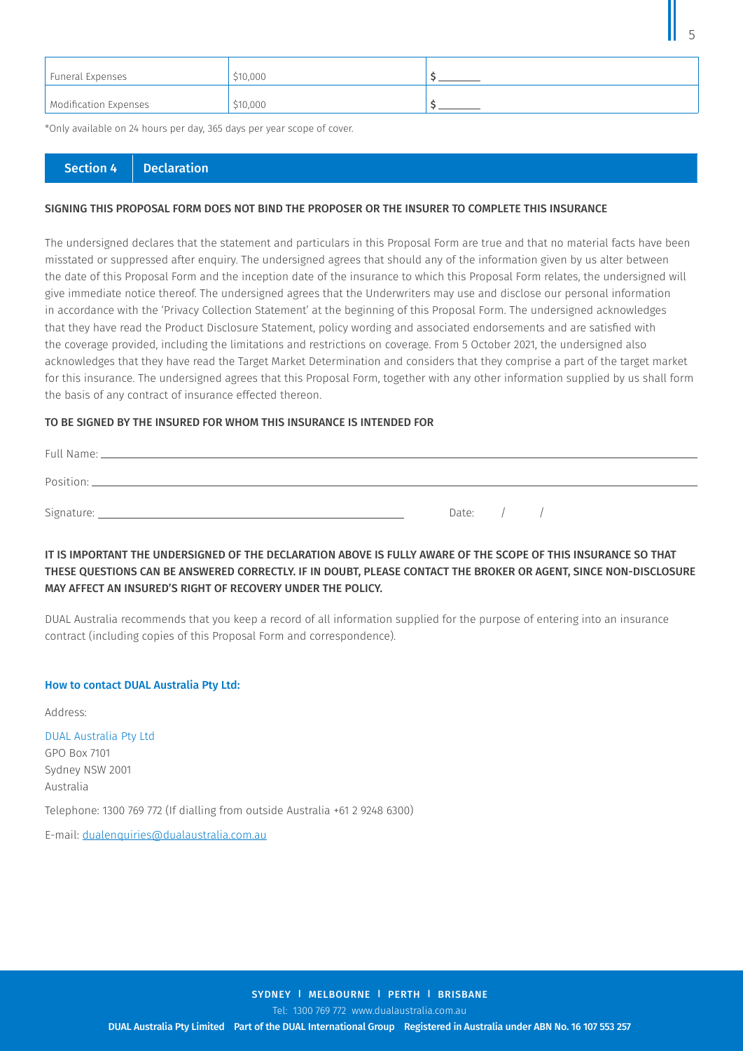| | | |
|---|---|---|
| Funeral Expenses | $10,000 | $ _______ |
| Modification Expenses | $10,000 | $ _______ |

*Only available on 24 hours per day, 365 days per year scope of cover.

## Section 4 Declaration

**SIGNING THIS PROPOSAL FORM DOES NOT BIND THE PROPOSER OR THE INSURER TO COMPLETE THIS INSURANCE**

The undersigned declares that the statement and particulars in this Proposal Form are true and that no material facts have been misstated or suppressed after enquiry. The undersigned agrees that should any of the information given by us alter between the date of this Proposal Form and the inception date of the insurance to which this Proposal Form relates, the undersigned will give immediate notice thereof. The undersigned agrees that the Underwriters may use and disclose our personal information in accordance with the 'Privacy Collection Statement' at the beginning of this Proposal Form. The undersigned acknowledges that they have read the Product Disclosure Statement, policy wording and associated endorsements and are satisfied with the coverage provided, including the limitations and restrictions on coverage. From 5 October 2021, the undersigned also acknowledges that they have read the Target Market Determination and considers that they comprise a part of the target market for this insurance. The undersigned agrees that this Proposal Form, together with any other information supplied by us shall form the basis of any contract of insurance effected thereon.

**TO BE SIGNED BY THE INSURED FOR WHOM THIS INSURANCE IS INTENDED FOR**

Full Name: _______________________________________________

Position: _______________________________________________

Signature: ______________________________ Date: / /

**IT IS IMPORTANT THE UNDERSIGNED OF THE DECLARATION ABOVE IS FULLY AWARE OF THE SCOPE OF THIS INSURANCE SO THAT THESE QUESTIONS CAN BE ANSWERED CORRECTLY. IF IN DOUBT, PLEASE CONTACT THE BROKER OR AGENT, SINCE NON-DISCLOSURE MAY AFFECT AN INSURED'S RIGHT OF RECOVERY UNDER THE POLICY.**

DUAL Australia recommends that you keep a record of all information supplied for the purpose of entering into an insurance contract (including copies of this Proposal Form and correspondence).

**How to contact DUAL Australia Pty Ltd:**

Address:

DUAL Australia Pty Ltd
GPO Box 7101
Sydney NSW 2001
Australia

Telephone: 1300 769 772 (If dialling from outside Australia +61 2 9248 6300)

E-mail: dualenquiries@dualaustralia.com.au

SYDNEY | MELBOURNE | PERTH | BRISBANE

Tel: 1300 769 772 www.dualaustralia.com.au

**DUAL Australia Pty Limited Part of the DUAL International Group Registered in Australia under ABN No. 16 107 553 257**